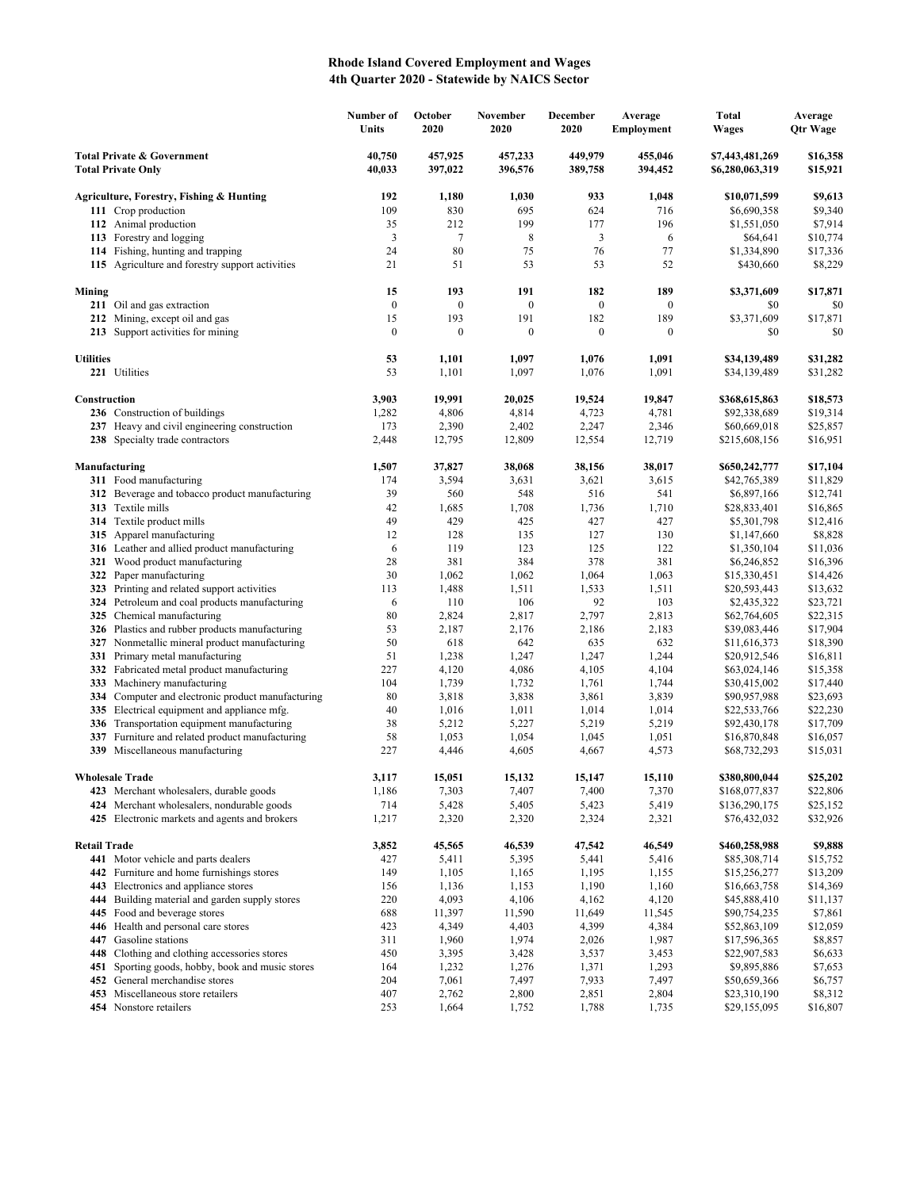# Rhode Island Covered Employment and Wages
## 4th Quarter 2020 - Statewide by NAICS Sector

| | Number of Units | October 2020 | November 2020 | December 2020 | Average Employment | Total Wages | Average Qtr Wage |
|---|---|---|---|---|---|---|---|
| **Total Private & Government** | **40,750** | **457,925** | **457,233** | **449,979** | **455,046** | **$7,443,481,269** | **$16,358** |
| **Total Private Only** | **40,033** | **397,022** | **396,576** | **389,758** | **394,452** | **$6,280,063,319** | **$15,921** |
| **Agriculture, Forestry, Fishing & Hunting** | **192** | **1,180** | **1,030** | **933** | **1,048** | **$10,071,599** | **$9,613** |
| **111** Crop production | 109 | 830 | 695 | 624 | 716 | $6,690,358 | $9,340 |
| **112** Animal production | 35 | 212 | 199 | 177 | 196 | $1,551,050 | $7,914 |
| **113** Forestry and logging | 3 | 7 | 8 | 3 | 6 | $64,641 | $10,774 |
| **114** Fishing, hunting and trapping | 24 | 80 | 75 | 76 | 77 | $1,334,890 | $17,336 |
| **115** Agriculture and forestry support activities | 21 | 51 | 53 | 53 | 52 | $430,660 | $8,229 |
| **Mining** | **15** | **193** | **191** | **182** | **189** | **$3,371,609** | **$17,871** |
| **211** Oil and gas extraction | 0 | 0 | 0 | 0 | 0 | $0 | $0 |
| **212** Mining, except oil and gas | 15 | 193 | 191 | 182 | 189 | $3,371,609 | $17,871 |
| **213** Support activities for mining | 0 | 0 | 0 | 0 | 0 | $0 | $0 |
| **Utilities** | **53** | **1,101** | **1,097** | **1,076** | **1,091** | **$34,139,489** | **$31,282** |
| **221** Utilities | 53 | 1,101 | 1,097 | 1,076 | 1,091 | $34,139,489 | $31,282 |
| **Construction** | **3,903** | **19,991** | **20,025** | **19,524** | **19,847** | **$368,615,863** | **$18,573** |
| **236** Construction of buildings | 1,282 | 4,806 | 4,814 | 4,723 | 4,781 | $92,338,689 | $19,314 |
| **237** Heavy and civil engineering construction | 173 | 2,390 | 2,402 | 2,247 | 2,346 | $60,669,018 | $25,857 |
| **238** Specialty trade contractors | 2,448 | 12,795 | 12,809 | 12,554 | 12,719 | $215,608,156 | $16,951 |
| **Manufacturing** | **1,507** | **37,827** | **38,068** | **38,156** | **38,017** | **$650,242,777** | **$17,104** |
| **311** Food manufacturing | 174 | 3,594 | 3,631 | 3,621 | 3,615 | $42,765,389 | $11,829 |
| **312** Beverage and tobacco product manufacturing | 39 | 560 | 548 | 516 | 541 | $6,897,166 | $12,741 |
| **313** Textile mills | 42 | 1,685 | 1,708 | 1,736 | 1,710 | $28,833,401 | $16,865 |
| **314** Textile product mills | 49 | 429 | 425 | 427 | 427 | $5,301,798 | $12,416 |
| **315** Apparel manufacturing | 12 | 128 | 135 | 127 | 130 | $1,147,660 | $8,828 |
| **316** Leather and allied product manufacturing | 6 | 119 | 123 | 125 | 122 | $1,350,104 | $11,036 |
| **321** Wood product manufacturing | 28 | 381 | 384 | 378 | 381 | $6,246,852 | $16,396 |
| **322** Paper manufacturing | 30 | 1,062 | 1,062 | 1,064 | 1,063 | $15,330,451 | $14,426 |
| **323** Printing and related support activities | 113 | 1,488 | 1,511 | 1,533 | 1,511 | $20,593,443 | $13,632 |
| **324** Petroleum and coal products manufacturing | 6 | 110 | 106 | 92 | 103 | $2,435,322 | $23,721 |
| **325** Chemical manufacturing | 80 | 2,824 | 2,817 | 2,797 | 2,813 | $62,764,605 | $22,315 |
| **326** Plastics and rubber products manufacturing | 53 | 2,187 | 2,176 | 2,186 | 2,183 | $39,083,446 | $17,904 |
| **327** Nonmetallic mineral product manufacturing | 50 | 618 | 642 | 635 | 632 | $11,616,373 | $18,390 |
| **331** Primary metal manufacturing | 51 | 1,238 | 1,247 | 1,247 | 1,244 | $20,912,546 | $16,811 |
| **332** Fabricated metal product manufacturing | 227 | 4,120 | 4,086 | 4,105 | 4,104 | $63,024,146 | $15,358 |
| **333** Machinery manufacturing | 104 | 1,739 | 1,732 | 1,761 | 1,744 | $30,415,002 | $17,440 |
| **334** Computer and electronic product manufacturing | 80 | 3,818 | 3,838 | 3,861 | 3,839 | $90,957,988 | $23,693 |
| **335** Electrical equipment and appliance mfg. | 40 | 1,016 | 1,011 | 1,014 | 1,014 | $22,533,766 | $22,230 |
| **336** Transportation equipment manufacturing | 38 | 5,212 | 5,227 | 5,219 | 5,219 | $92,430,178 | $17,709 |
| **337** Furniture and related product manufacturing | 58 | 1,053 | 1,054 | 1,045 | 1,051 | $16,870,848 | $16,057 |
| **339** Miscellaneous manufacturing | 227 | 4,446 | 4,605 | 4,667 | 4,573 | $68,732,293 | $15,031 |
| **Wholesale Trade** | **3,117** | **15,051** | **15,132** | **15,147** | **15,110** | **$380,800,044** | **$25,202** |
| **423** Merchant wholesalers, durable goods | 1,186 | 7,303 | 7,407 | 7,400 | 7,370 | $168,077,837 | $22,806 |
| **424** Merchant wholesalers, nondurable goods | 714 | 5,428 | 5,405 | 5,423 | 5,419 | $136,290,175 | $25,152 |
| **425** Electronic markets and agents and brokers | 1,217 | 2,320 | 2,320 | 2,324 | 2,321 | $76,432,032 | $32,926 |
| **Retail Trade** | **3,852** | **45,565** | **46,539** | **47,542** | **46,549** | **$460,258,988** | **$9,888** |
| **441** Motor vehicle and parts dealers | 427 | 5,411 | 5,395 | 5,441 | 5,416 | $85,308,714 | $15,752 |
| **442** Furniture and home furnishings stores | 149 | 1,105 | 1,165 | 1,195 | 1,155 | $15,256,277 | $13,209 |
| **443** Electronics and appliance stores | 156 | 1,136 | 1,153 | 1,190 | 1,160 | $16,663,758 | $14,369 |
| **444** Building material and garden supply stores | 220 | 4,093 | 4,106 | 4,162 | 4,120 | $45,888,410 | $11,137 |
| **445** Food and beverage stores | 688 | 11,397 | 11,590 | 11,649 | 11,545 | $90,754,235 | $7,861 |
| **446** Health and personal care stores | 423 | 4,349 | 4,403 | 4,399 | 4,384 | $52,863,109 | $12,059 |
| **447** Gasoline stations | 311 | 1,960 | 1,974 | 2,026 | 1,987 | $17,596,365 | $8,857 |
| **448** Clothing and clothing accessories stores | 450 | 3,395 | 3,428 | 3,537 | 3,453 | $22,907,583 | $6,633 |
| **451** Sporting goods, hobby, book and music stores | 164 | 1,232 | 1,276 | 1,371 | 1,293 | $9,895,886 | $7,653 |
| **452** General merchandise stores | 204 | 7,061 | 7,497 | 7,933 | 7,497 | $50,659,366 | $6,757 |
| **453** Miscellaneous store retailers | 407 | 2,762 | 2,800 | 2,851 | 2,804 | $23,310,190 | $8,312 |
| **454** Nonstore retailers | 253 | 1,664 | 1,752 | 1,788 | 1,735 | $29,155,095 | $16,807 |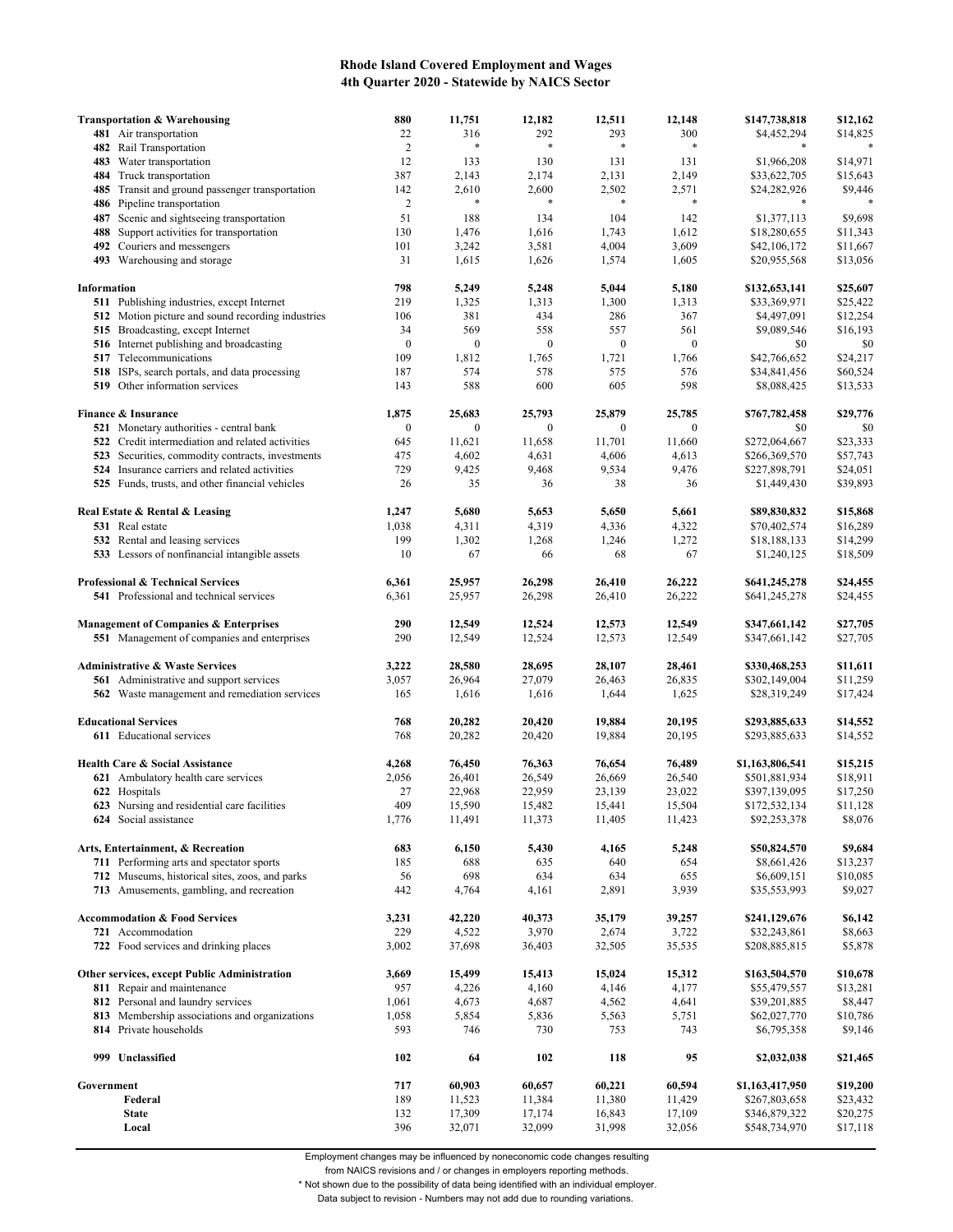**Rhode Island Covered Employment and Wages**
**4th Quarter 2020 - Statewide by NAICS Sector**

| | | | | | | | |
|---|---|---|---|---|---|---|---|
| **Transportation & Warehousing** | **880** | **11,751** | **12,182** | **12,511** | **12,148** | **$147,738,818** | **$12,162** |
| 481 Air transportation | 22 | 316 | 292 | 293 | 300 | $4,452,294 | $14,825 |
| 482 Rail Transportation | 2 | * | * | * | * | * | * |
| 483 Water transportation | 12 | 133 | 130 | 131 | 131 | $1,966,208 | $14,971 |
| 484 Truck transportation | 387 | 2,143 | 2,174 | 2,131 | 2,149 | $33,622,705 | $15,643 |
| 485 Transit and ground passenger transportation | 142 | 2,610 | 2,600 | 2,502 | 2,571 | $24,282,926 | $9,446 |
| 486 Pipeline transportation | 2 | * | * | * | * | * | * |
| 487 Scenic and sightseeing transportation | 51 | 188 | 134 | 104 | 142 | $1,377,113 | $9,698 |
| 488 Support activities for transportation | 130 | 1,476 | 1,616 | 1,743 | 1,612 | $18,280,655 | $11,343 |
| 492 Couriers and messengers | 101 | 3,242 | 3,581 | 4,004 | 3,609 | $42,106,172 | $11,667 |
| 493 Warehousing and storage | 31 | 1,615 | 1,626 | 1,574 | 1,605 | $20,955,568 | $13,056 |
| **Information** | **798** | **5,249** | **5,248** | **5,044** | **5,180** | **$132,653,141** | **$25,607** |
| 511 Publishing industries, except Internet | 219 | 1,325 | 1,313 | 1,300 | 1,313 | $33,369,971 | $25,422 |
| 512 Motion picture and sound recording industries | 106 | 381 | 434 | 286 | 367 | $4,497,091 | $12,254 |
| 515 Broadcasting, except Internet | 34 | 569 | 558 | 557 | 561 | $9,089,546 | $16,193 |
| 516 Internet publishing and broadcasting | 0 | 0 | 0 | 0 | 0 | $0 | $0 |
| 517 Telecommunications | 109 | 1,812 | 1,765 | 1,721 | 1,766 | $42,766,652 | $24,217 |
| 518 ISPs, search portals, and data processing | 187 | 574 | 578 | 575 | 576 | $34,841,456 | $60,524 |
| 519 Other information services | 143 | 588 | 600 | 605 | 598 | $8,088,425 | $13,533 |
| **Finance & Insurance** | **1,875** | **25,683** | **25,793** | **25,879** | **25,785** | **$767,782,458** | **$29,776** |
| 521 Monetary authorities - central bank | 0 | 0 | 0 | 0 | 0 | $0 | $0 |
| 522 Credit intermediation and related activities | 645 | 11,621 | 11,658 | 11,701 | 11,660 | $272,064,667 | $23,333 |
| 523 Securities, commodity contracts, investments | 475 | 4,602 | 4,631 | 4,606 | 4,613 | $266,369,570 | $57,743 |
| 524 Insurance carriers and related activities | 729 | 9,425 | 9,468 | 9,534 | 9,476 | $227,898,791 | $24,051 |
| 525 Funds, trusts, and other financial vehicles | 26 | 35 | 36 | 38 | 36 | $1,449,430 | $39,893 |
| **Real Estate & Rental & Leasing** | **1,247** | **5,680** | **5,653** | **5,650** | **5,661** | **$89,830,832** | **$15,868** |
| 531 Real estate | 1,038 | 4,311 | 4,319 | 4,336 | 4,322 | $70,402,574 | $16,289 |
| 532 Rental and leasing services | 199 | 1,302 | 1,268 | 1,246 | 1,272 | $18,188,133 | $14,299 |
| 533 Lessors of nonfinancial intangible assets | 10 | 67 | 66 | 68 | 67 | $1,240,125 | $18,509 |
| **Professional & Technical Services** | **6,361** | **25,957** | **26,298** | **26,410** | **26,222** | **$641,245,278** | **$24,455** |
| 541 Professional and technical services | 6,361 | 25,957 | 26,298 | 26,410 | 26,222 | $641,245,278 | $24,455 |
| **Management of Companies & Enterprises** | **290** | **12,549** | **12,524** | **12,573** | **12,549** | **$347,661,142** | **$27,705** |
| 551 Management of companies and enterprises | 290 | 12,549 | 12,524 | 12,573 | 12,549 | $347,661,142 | $27,705 |
| **Administrative & Waste Services** | **3,222** | **28,580** | **28,695** | **28,107** | **28,461** | **$330,468,253** | **$11,611** |
| 561 Administrative and support services | 3,057 | 26,964 | 27,079 | 26,463 | 26,835 | $302,149,004 | $11,259 |
| 562 Waste management and remediation services | 165 | 1,616 | 1,616 | 1,644 | 1,625 | $28,319,249 | $17,424 |
| **Educational Services** | **768** | **20,282** | **20,420** | **19,884** | **20,195** | **$293,885,633** | **$14,552** |
| 611 Educational services | 768 | 20,282 | 20,420 | 19,884 | 20,195 | $293,885,633 | $14,552 |
| **Health Care & Social Assistance** | **4,268** | **76,450** | **76,363** | **76,654** | **76,489** | **$1,163,806,541** | **$15,215** |
| 621 Ambulatory health care services | 2,056 | 26,401 | 26,549 | 26,669 | 26,540 | $501,881,934 | $18,911 |
| 622 Hospitals | 27 | 22,968 | 22,959 | 23,139 | 23,022 | $397,139,095 | $17,250 |
| 623 Nursing and residential care facilities | 409 | 15,590 | 15,482 | 15,441 | 15,504 | $172,532,134 | $11,128 |
| 624 Social assistance | 1,776 | 11,491 | 11,373 | 11,405 | 11,423 | $92,253,378 | $8,076 |
| **Arts, Entertainment, & Recreation** | **683** | **6,150** | **5,430** | **4,165** | **5,248** | **$50,824,570** | **$9,684** |
| 711 Performing arts and spectator sports | 185 | 688 | 635 | 640 | 654 | $8,661,426 | $13,237 |
| 712 Museums, historical sites, zoos, and parks | 56 | 698 | 634 | 634 | 655 | $6,609,151 | $10,085 |
| 713 Amusements, gambling, and recreation | 442 | 4,764 | 4,161 | 2,891 | 3,939 | $35,553,993 | $9,027 |
| **Accommodation & Food Services** | **3,231** | **42,220** | **40,373** | **35,179** | **39,257** | **$241,129,676** | **$6,142** |
| 721 Accommodation | 229 | 4,522 | 3,970 | 2,674 | 3,722 | $32,243,861 | $8,663 |
| 722 Food services and drinking places | 3,002 | 37,698 | 36,403 | 32,505 | 35,535 | $208,885,815 | $5,878 |
| **Other services, except Public Administration** | **3,669** | **15,499** | **15,413** | **15,024** | **15,312** | **$163,504,570** | **$10,678** |
| 811 Repair and maintenance | 957 | 4,226 | 4,160 | 4,146 | 4,177 | $55,479,557 | $13,281 |
| 812 Personal and laundry services | 1,061 | 4,673 | 4,687 | 4,562 | 4,641 | $39,201,885 | $8,447 |
| 813 Membership associations and organizations | 1,058 | 5,854 | 5,836 | 5,563 | 5,751 | $62,027,770 | $10,786 |
| 814 Private households | 593 | 746 | 730 | 753 | 743 | $6,795,358 | $9,146 |
| **999 Unclassified** | **102** | **64** | **102** | **118** | **95** | **$2,032,038** | **$21,465** |
| **Government** | **717** | **60,903** | **60,657** | **60,221** | **60,594** | **$1,163,417,950** | **$19,200** |
| **Federal** | 189 | 11,523 | 11,384 | 11,380 | 11,429 | $267,803,658 | $23,432 |
| **State** | 132 | 17,309 | 17,174 | 16,843 | 17,109 | $346,879,322 | $20,275 |
| **Local** | 396 | 32,071 | 32,099 | 31,998 | 32,056 | $548,734,970 | $17,118 |

Employment changes may be influenced by noneconomic code changes resulting from NAICS revisions and / or changes in employers reporting methods.

* Not shown due to the possibility of data being identified with an individual employer.

Data subject to revision - Numbers may not add due to rounding variations.